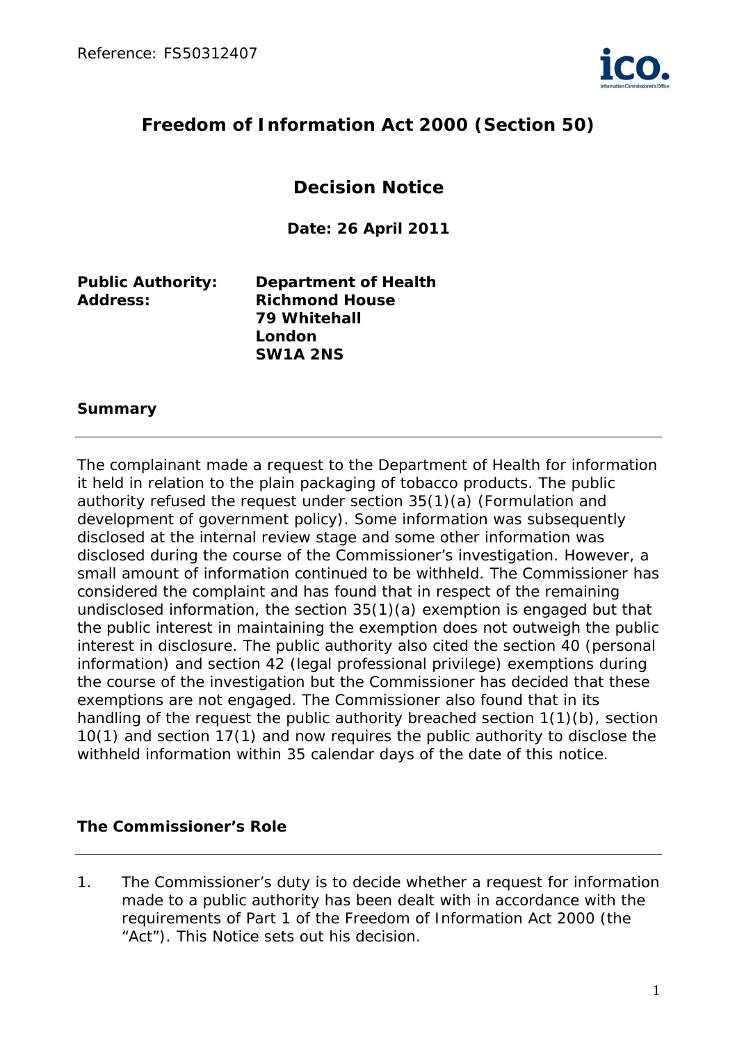Reference: FS50312407

# Freedom of Information Act 2000 (Section 50)

## Decision Notice

**Date: 26 April 2011**

| | |
|---|---|
| **Public Authority:** | **Department of Health** |
| **Address:** | **Richmond House**<br>**79 Whitehall**<br>**London**<br>**SW1A 2NS** |

### Summary

The complainant made a request to the Department of Health for information it held in relation to the plain packaging of tobacco products. The public authority refused the request under section 35(1)(a) (Formulation and development of government policy). Some information was subsequently disclosed at the internal review stage and some other information was disclosed during the course of the Commissioner's investigation. However, a small amount of information continued to be withheld. The Commissioner has considered the complaint and has found that in respect of the remaining undisclosed information, the section 35(1)(a) exemption is engaged but that the public interest in maintaining the exemption does not outweigh the public interest in disclosure. The public authority also cited the section 40 (personal information) and section 42 (legal professional privilege) exemptions during the course of the investigation but the Commissioner has decided that these exemptions are not engaged. The Commissioner also found that in its handling of the request the public authority breached section 1(1)(b), section 10(1) and section 17(1) and now requires the public authority to disclose the withheld information within 35 calendar days of the date of this notice.

### The Commissioner's Role

1. The Commissioner's duty is to decide whether a request for information made to a public authority has been dealt with in accordance with the requirements of Part 1 of the Freedom of Information Act 2000 (the "Act"). This Notice sets out his decision.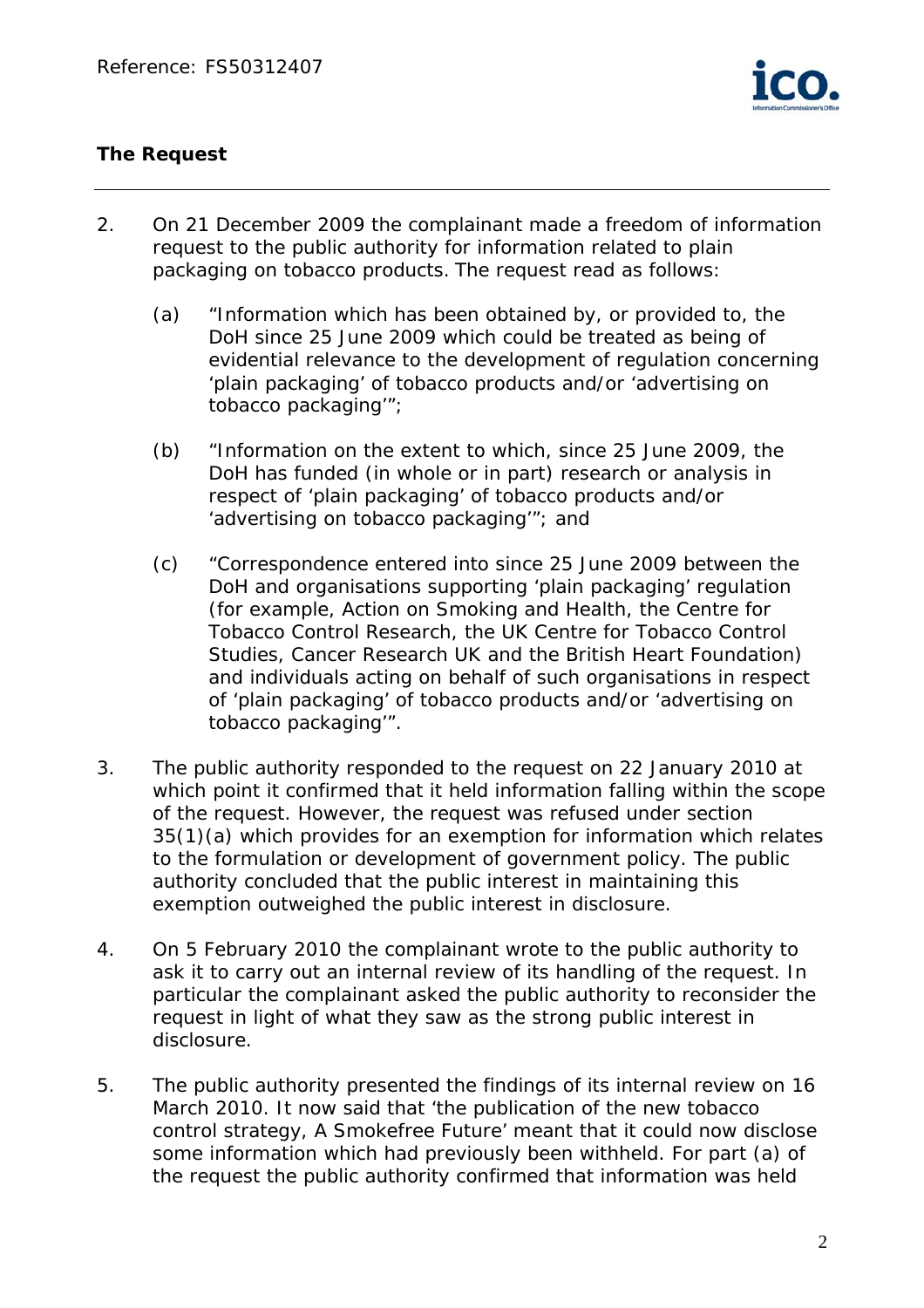## The Request

2. On 21 December 2009 the complainant made a freedom of information request to the public authority for information related to plain packaging on tobacco products. The request read as follows:

   (a) "Information which has been obtained by, or provided to, the DoH since 25 June 2009 which could be treated as being of evidential relevance to the development of regulation concerning 'plain packaging' of tobacco products and/or 'advertising on tobacco packaging'";

   (b) "Information on the extent to which, since 25 June 2009, the DoH has funded (in whole or in part) research or analysis in respect of 'plain packaging' of tobacco products and/or 'advertising on tobacco packaging'"; and

   (c) "Correspondence entered into since 25 June 2009 between the DoH and organisations supporting 'plain packaging' regulation (for example, Action on Smoking and Health, the Centre for Tobacco Control Research, the UK Centre for Tobacco Control Studies, Cancer Research UK and the British Heart Foundation) and individuals acting on behalf of such organisations in respect of 'plain packaging' of tobacco products and/or 'advertising on tobacco packaging'".

3. The public authority responded to the request on 22 January 2010 at which point it confirmed that it held information falling within the scope of the request. However, the request was refused under section 35(1)(a) which provides for an exemption for information which relates to the formulation or development of government policy. The public authority concluded that the public interest in maintaining this exemption outweighed the public interest in disclosure.

4. On 5 February 2010 the complainant wrote to the public authority to ask it to carry out an internal review of its handling of the request. In particular the complainant asked the public authority to reconsider the request in light of what they saw as the strong public interest in disclosure.

5. The public authority presented the findings of its internal review on 16 March 2010. It now said that 'the publication of the new tobacco control strategy, A Smokefree Future' meant that it could now disclose some information which had previously been withheld. For part (a) of the request the public authority confirmed that information was held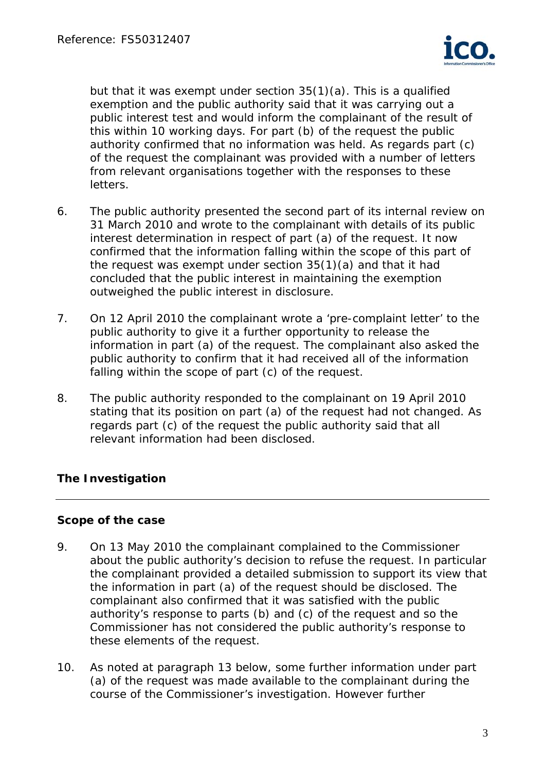but that it was exempt under section 35(1)(a). This is a qualified exemption and the public authority said that it was carrying out a public interest test and would inform the complainant of the result of this within 10 working days. For part (b) of the request the public authority confirmed that no information was held. As regards part (c) of the request the complainant was provided with a number of letters from relevant organisations together with the responses to these letters.

6. The public authority presented the second part of its internal review on 31 March 2010 and wrote to the complainant with details of its public interest determination in respect of part (a) of the request. It now confirmed that the information falling within the scope of this part of the request was exempt under section 35(1)(a) and that it had concluded that the public interest in maintaining the exemption outweighed the public interest in disclosure.

7. On 12 April 2010 the complainant wrote a 'pre-complaint letter' to the public authority to give it a further opportunity to release the information in part (a) of the request. The complainant also asked the public authority to confirm that it had received all of the information falling within the scope of part (c) of the request.

8. The public authority responded to the complainant on 19 April 2010 stating that its position on part (a) of the request had not changed. As regards part (c) of the request the public authority said that all relevant information had been disclosed.

## The Investigation

---

### Scope of the case

9. On 13 May 2010 the complainant complained to the Commissioner about the public authority's decision to refuse the request. In particular the complainant provided a detailed submission to support its view that the information in part (a) of the request should be disclosed. The complainant also confirmed that it was satisfied with the public authority's response to parts (b) and (c) of the request and so the Commissioner has not considered the public authority's response to these elements of the request.

10. As noted at paragraph 13 below, some further information under part (a) of the request was made available to the complainant during the course of the Commissioner's investigation. However further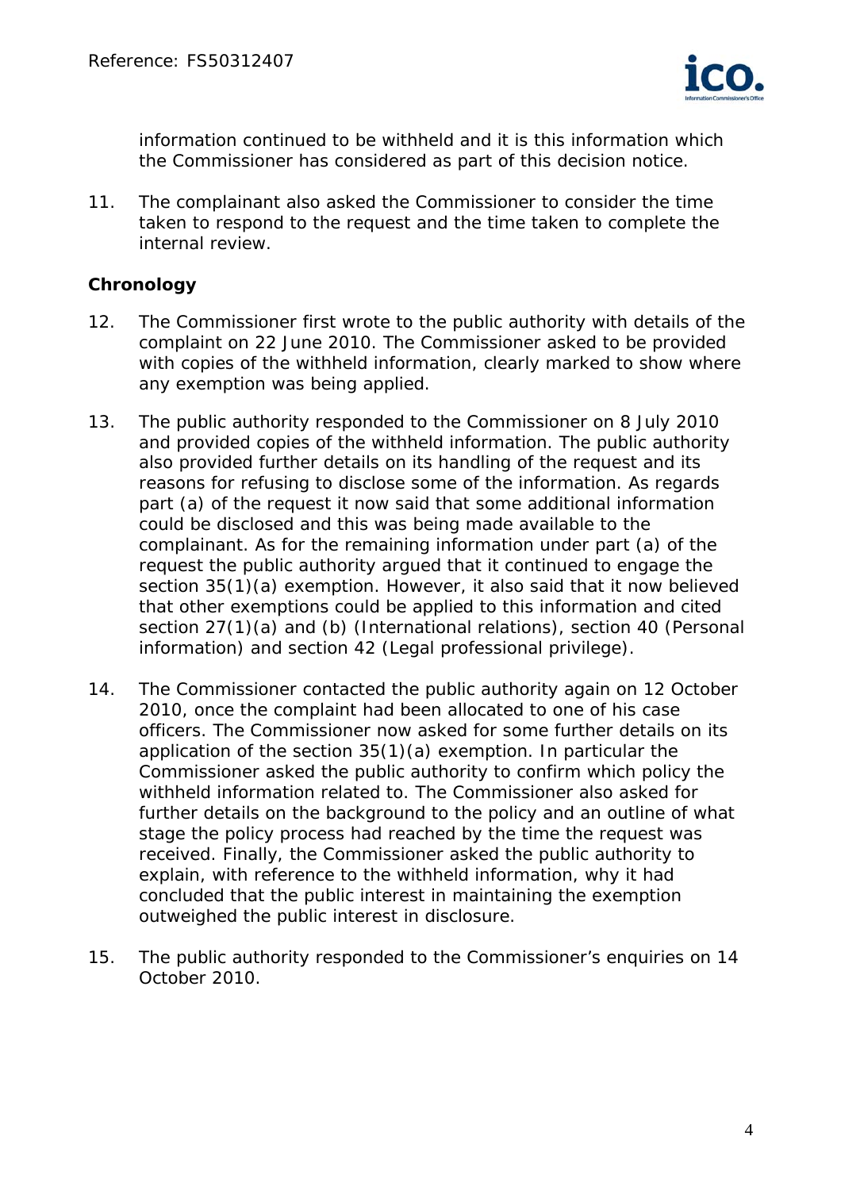information continued to be withheld and it is this information which the Commissioner has considered as part of this decision notice.

11. The complainant also asked the Commissioner to consider the time taken to respond to the request and the time taken to complete the internal review.

**Chronology**

12. The Commissioner first wrote to the public authority with details of the complaint on 22 June 2010. The Commissioner asked to be provided with copies of the withheld information, clearly marked to show where any exemption was being applied.

13. The public authority responded to the Commissioner on 8 July 2010 and provided copies of the withheld information. The public authority also provided further details on its handling of the request and its reasons for refusing to disclose some of the information. As regards part (a) of the request it now said that some additional information could be disclosed and this was being made available to the complainant. As for the remaining information under part (a) of the request the public authority argued that it continued to engage the section 35(1)(a) exemption. However, it also said that it now believed that other exemptions could be applied to this information and cited section 27(1)(a) and (b) (International relations), section 40 (Personal information) and section 42 (Legal professional privilege).

14. The Commissioner contacted the public authority again on 12 October 2010, once the complaint had been allocated to one of his case officers. The Commissioner now asked for some further details on its application of the section 35(1)(a) exemption. In particular the Commissioner asked the public authority to confirm which policy the withheld information related to. The Commissioner also asked for further details on the background to the policy and an outline of what stage the policy process had reached by the time the request was received. Finally, the Commissioner asked the public authority to explain, with reference to the withheld information, why it had concluded that the public interest in maintaining the exemption outweighed the public interest in disclosure.

15. The public authority responded to the Commissioner's enquiries on 14 October 2010.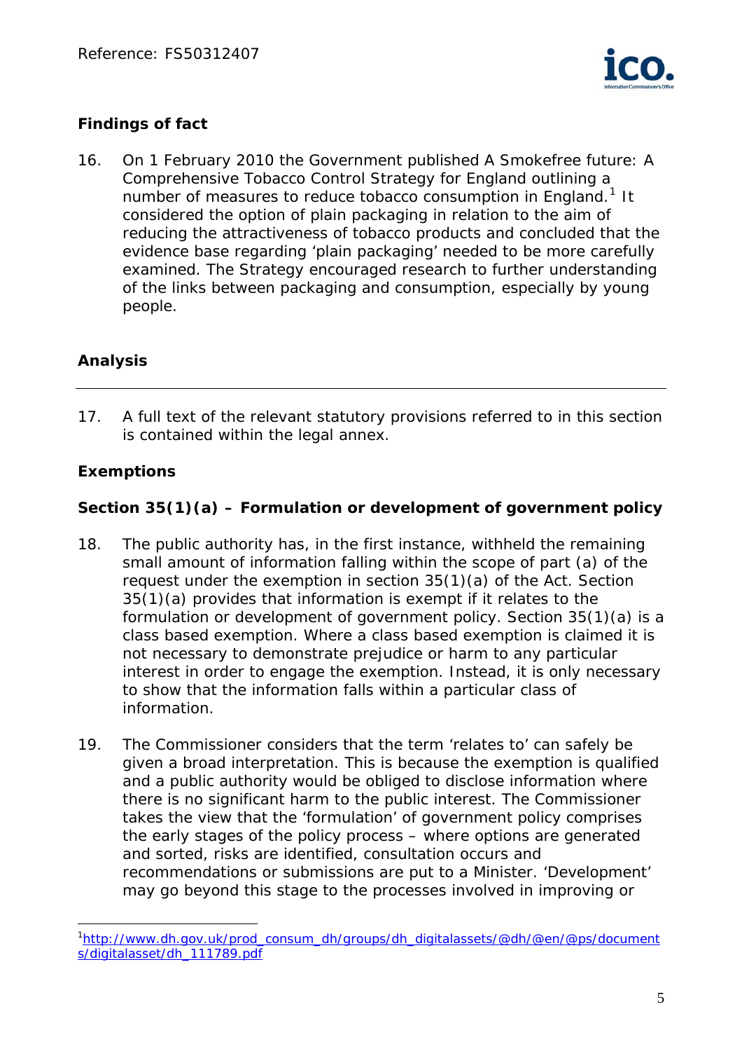## Findings of fact

16. On 1 February 2010 the Government published A Smokefree future: A Comprehensive Tobacco Control Strategy for England outlining a number of measures to reduce tobacco consumption in England.[1] It considered the option of plain packaging in relation to the aim of reducing the attractiveness of tobacco products and concluded that the evidence base regarding 'plain packaging' needed to be more carefully examined. The Strategy encouraged research to further understanding of the links between packaging and consumption, especially by young people.

## Analysis

---

17. A full text of the relevant statutory provisions referred to in this section is contained within the legal annex.

### Exemptions

### Section 35(1)(a) – Formulation or development of government policy

18. The public authority has, in the first instance, withheld the remaining small amount of information falling within the scope of part (a) of the request under the exemption in section 35(1)(a) of the Act. Section 35(1)(a) provides that information is exempt if it relates to the formulation or development of government policy. Section 35(1)(a) is a class based exemption. Where a class based exemption is claimed it is not necessary to demonstrate prejudice or harm to any particular interest in order to engage the exemption. Instead, it is only necessary to show that the information falls within a particular class of information.

19. The Commissioner considers that the term 'relates to' can safely be given a broad interpretation. This is because the exemption is qualified and a public authority would be obliged to disclose information where there is no significant harm to the public interest. The Commissioner takes the view that the 'formulation' of government policy comprises the early stages of the policy process – where options are generated and sorted, risks are identified, consultation occurs and recommendations or submissions are put to a Minister. 'Development' may go beyond this stage to the processes involved in improving or

---

[1] http://www.dh.gov.uk/prod_consum_dh/groups/dh_digitalassets/@dh/@en/@ps/documents/digitalasset/dh_111789.pdf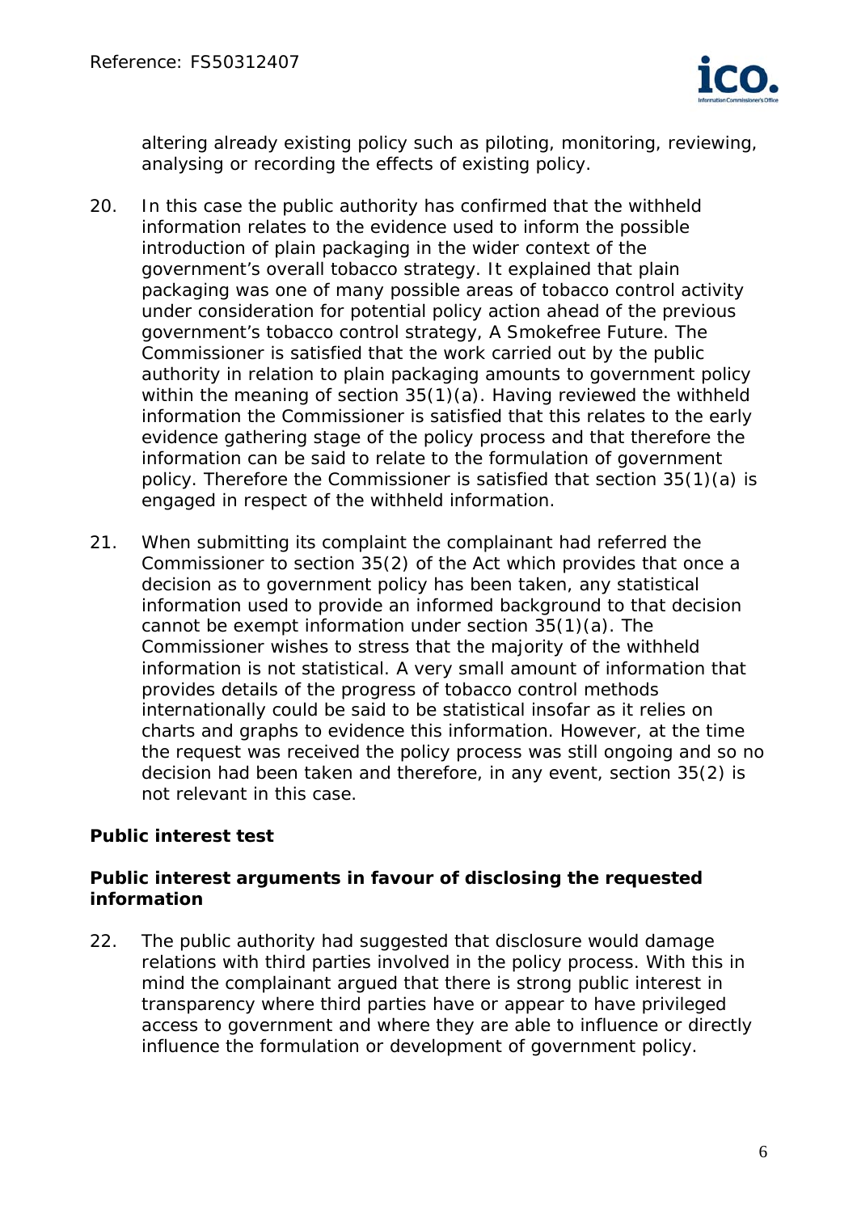altering already existing policy such as piloting, monitoring, reviewing, analysing or recording the effects of existing policy.

20. In this case the public authority has confirmed that the withheld information relates to the evidence used to inform the possible introduction of plain packaging in the wider context of the government's overall tobacco strategy. It explained that plain packaging was one of many possible areas of tobacco control activity under consideration for potential policy action ahead of the previous government's tobacco control strategy, A Smokefree Future. The Commissioner is satisfied that the work carried out by the public authority in relation to plain packaging amounts to government policy within the meaning of section 35(1)(a). Having reviewed the withheld information the Commissioner is satisfied that this relates to the early evidence gathering stage of the policy process and that therefore the information can be said to relate to the formulation of government policy. Therefore the Commissioner is satisfied that section 35(1)(a) is engaged in respect of the withheld information.

21. When submitting its complaint the complainant had referred the Commissioner to section 35(2) of the Act which provides that once a decision as to government policy has been taken, any statistical information used to provide an informed background to that decision cannot be exempt information under section 35(1)(a). The Commissioner wishes to stress that the majority of the withheld information is not statistical. A very small amount of information that provides details of the progress of tobacco control methods internationally could be said to be statistical insofar as it relies on charts and graphs to evidence this information. However, at the time the request was received the policy process was still ongoing and so no decision had been taken and therefore, in any event, section 35(2) is not relevant in this case.

**Public interest test**

**Public interest arguments in favour of disclosing the requested information**

22. The public authority had suggested that disclosure would damage relations with third parties involved in the policy process. With this in mind the complainant argued that there is strong public interest in transparency where third parties have or appear to have privileged access to government and where they are able to influence or directly influence the formulation or development of government policy.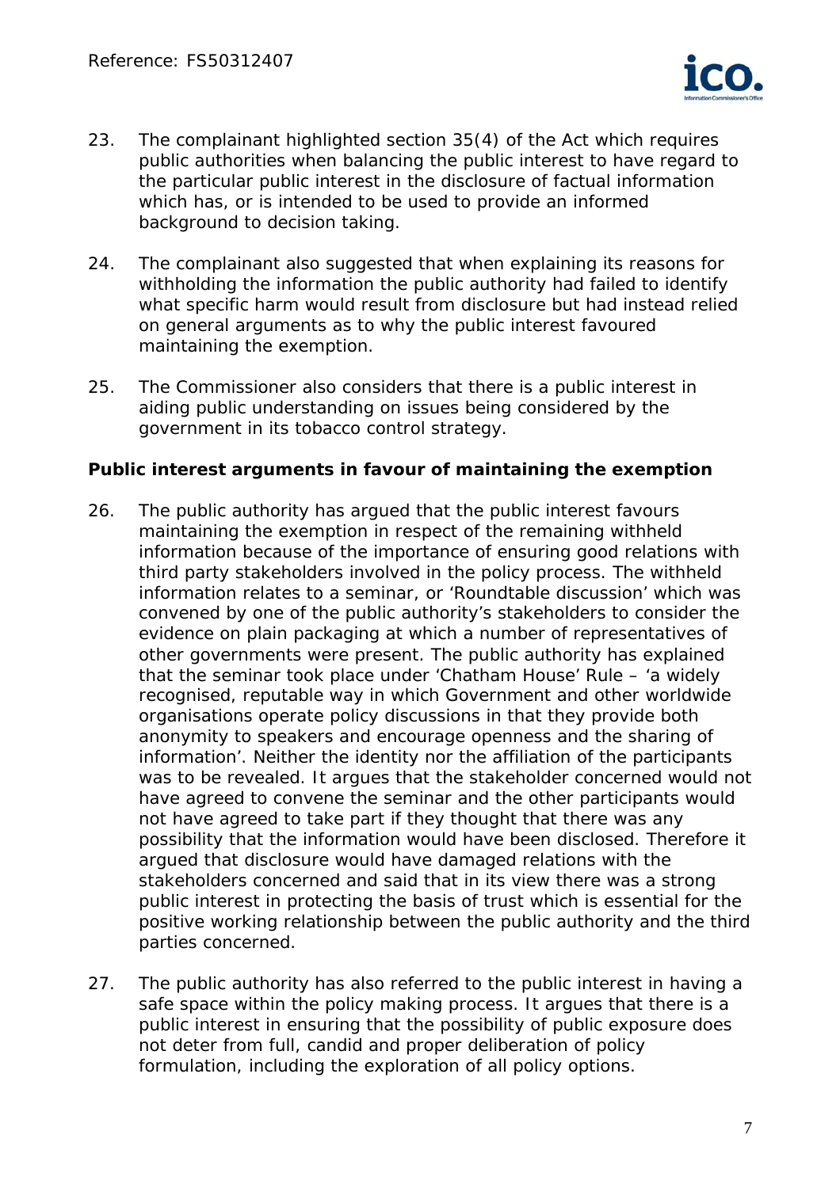23. The complainant highlighted section 35(4) of the Act which requires public authorities when balancing the public interest to have regard to the particular public interest in the disclosure of factual information which has, or is intended to be used to provide an informed background to decision taking.

24. The complainant also suggested that when explaining its reasons for withholding the information the public authority had failed to identify what specific harm would result from disclosure but had instead relied on general arguments as to why the public interest favoured maintaining the exemption.

25. The Commissioner also considers that there is a public interest in aiding public understanding on issues being considered by the government in its tobacco control strategy.

**Public interest arguments in favour of maintaining the exemption**

26. The public authority has argued that the public interest favours maintaining the exemption in respect of the remaining withheld information because of the importance of ensuring good relations with third party stakeholders involved in the policy process. The withheld information relates to a seminar, or 'Roundtable discussion' which was convened by one of the public authority's stakeholders to consider the evidence on plain packaging at which a number of representatives of other governments were present. The public authority has explained that the seminar took place under 'Chatham House' Rule – 'a widely recognised, reputable way in which Government and other worldwide organisations operate policy discussions in that they provide both anonymity to speakers and encourage openness and the sharing of information'. Neither the identity nor the affiliation of the participants was to be revealed. It argues that the stakeholder concerned would not have agreed to convene the seminar and the other participants would not have agreed to take part if they thought that there was any possibility that the information would have been disclosed. Therefore it argued that disclosure would have damaged relations with the stakeholders concerned and said that in its view there was a strong public interest in protecting the basis of trust which is essential for the positive working relationship between the public authority and the third parties concerned.

27. The public authority has also referred to the public interest in having a safe space within the policy making process. It argues that there is a public interest in ensuring that the possibility of public exposure does not deter from full, candid and proper deliberation of policy formulation, including the exploration of all policy options.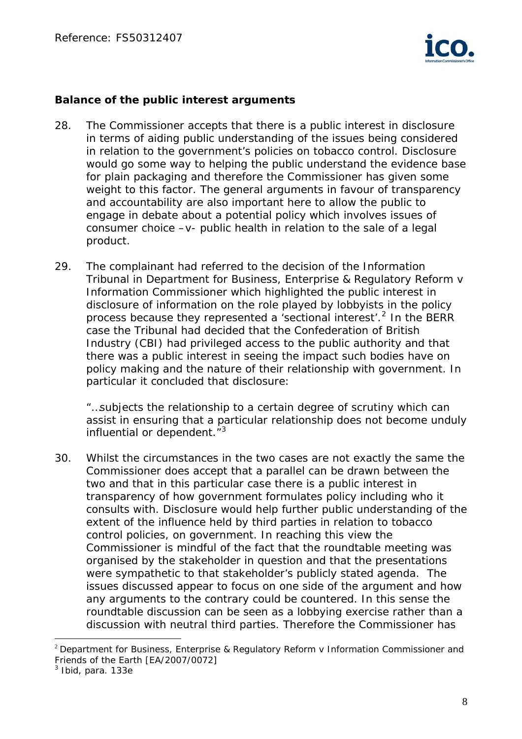**Balance of the public interest arguments**

28. The Commissioner accepts that there is a public interest in disclosure in terms of aiding public understanding of the issues being considered in relation to the government's policies on tobacco control. Disclosure would go some way to helping the public understand the evidence base for plain packaging and therefore the Commissioner has given some weight to this factor. The general arguments in favour of transparency and accountability are also important here to allow the public to engage in debate about a potential policy which involves issues of consumer choice –v- public health in relation to the sale of a legal product.

29. The complainant had referred to the decision of the Information Tribunal in Department for Business, Enterprise & Regulatory Reform v Information Commissioner which highlighted the public interest in disclosure of information on the role played by lobbyists in the policy process because they represented a 'sectional interest'.[2] In the BERR case the Tribunal had decided that the Confederation of British Industry (CBI) had privileged access to the public authority and that there was a public interest in seeing the impact such bodies have on policy making and the nature of their relationship with government. In particular it concluded that disclosure:

   "…subjects the relationship to a certain degree of scrutiny which can assist in ensuring that a particular relationship does not become unduly influential or dependent."[3]

30. Whilst the circumstances in the two cases are not exactly the same the Commissioner does accept that a parallel can be drawn between the two and that in this particular case there is a public interest in transparency of how government formulates policy including who it consults with. Disclosure would help further public understanding of the extent of the influence held by third parties in relation to tobacco control policies, on government. In reaching this view the Commissioner is mindful of the fact that the roundtable meeting was organised by the stakeholder in question and that the presentations were sympathetic to that stakeholder's publicly stated agenda. The issues discussed appear to focus on one side of the argument and how any arguments to the contrary could be countered. In this sense the roundtable discussion can be seen as a lobbying exercise rather than a discussion with neutral third parties. Therefore the Commissioner has

---

[2] Department for Business, Enterprise & Regulatory Reform v Information Commissioner and Friends of the Earth [EA/2007/0072]

[3] Ibid, para. 133e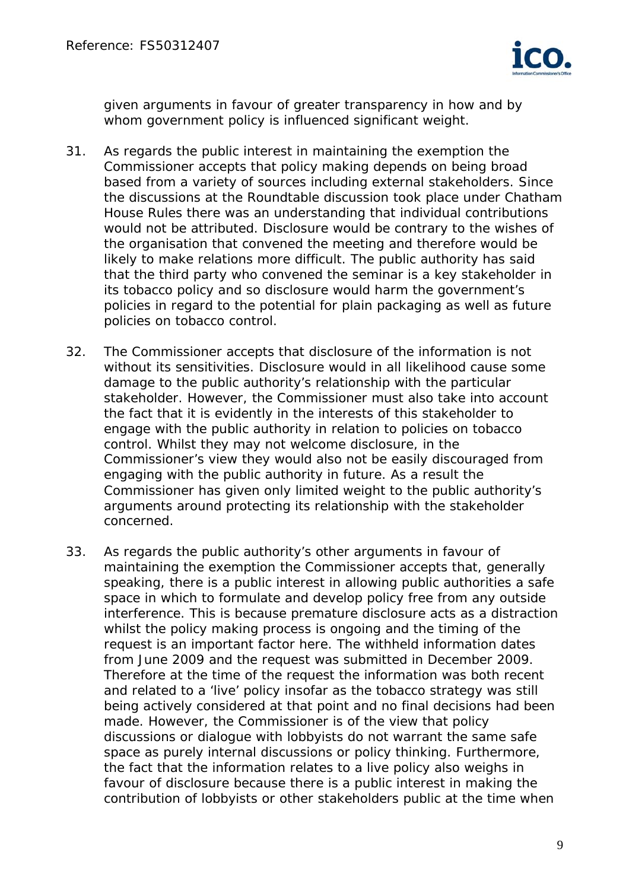given arguments in favour of greater transparency in how and by whom government policy is influenced significant weight.

31. As regards the public interest in maintaining the exemption the Commissioner accepts that policy making depends on being broad based from a variety of sources including external stakeholders. Since the discussions at the Roundtable discussion took place under Chatham House Rules there was an understanding that individual contributions would not be attributed. Disclosure would be contrary to the wishes of the organisation that convened the meeting and therefore would be likely to make relations more difficult. The public authority has said that the third party who convened the seminar is a key stakeholder in its tobacco policy and so disclosure would harm the government's policies in regard to the potential for plain packaging as well as future policies on tobacco control.

32. The Commissioner accepts that disclosure of the information is not without its sensitivities. Disclosure would in all likelihood cause some damage to the public authority's relationship with the particular stakeholder. However, the Commissioner must also take into account the fact that it is evidently in the interests of this stakeholder to engage with the public authority in relation to policies on tobacco control. Whilst they may not welcome disclosure, in the Commissioner's view they would also not be easily discouraged from engaging with the public authority in future. As a result the Commissioner has given only limited weight to the public authority's arguments around protecting its relationship with the stakeholder concerned.

33. As regards the public authority's other arguments in favour of maintaining the exemption the Commissioner accepts that, generally speaking, there is a public interest in allowing public authorities a safe space in which to formulate and develop policy free from any outside interference. This is because premature disclosure acts as a distraction whilst the policy making process is ongoing and the timing of the request is an important factor here. The withheld information dates from June 2009 and the request was submitted in December 2009. Therefore at the time of the request the information was both recent and related to a 'live' policy insofar as the tobacco strategy was still being actively considered at that point and no final decisions had been made. However, the Commissioner is of the view that policy discussions or dialogue with lobbyists do not warrant the same safe space as purely internal discussions or policy thinking. Furthermore, the fact that the information relates to a live policy also weighs in favour of disclosure because there is a public interest in making the contribution of lobbyists or other stakeholders public at the time when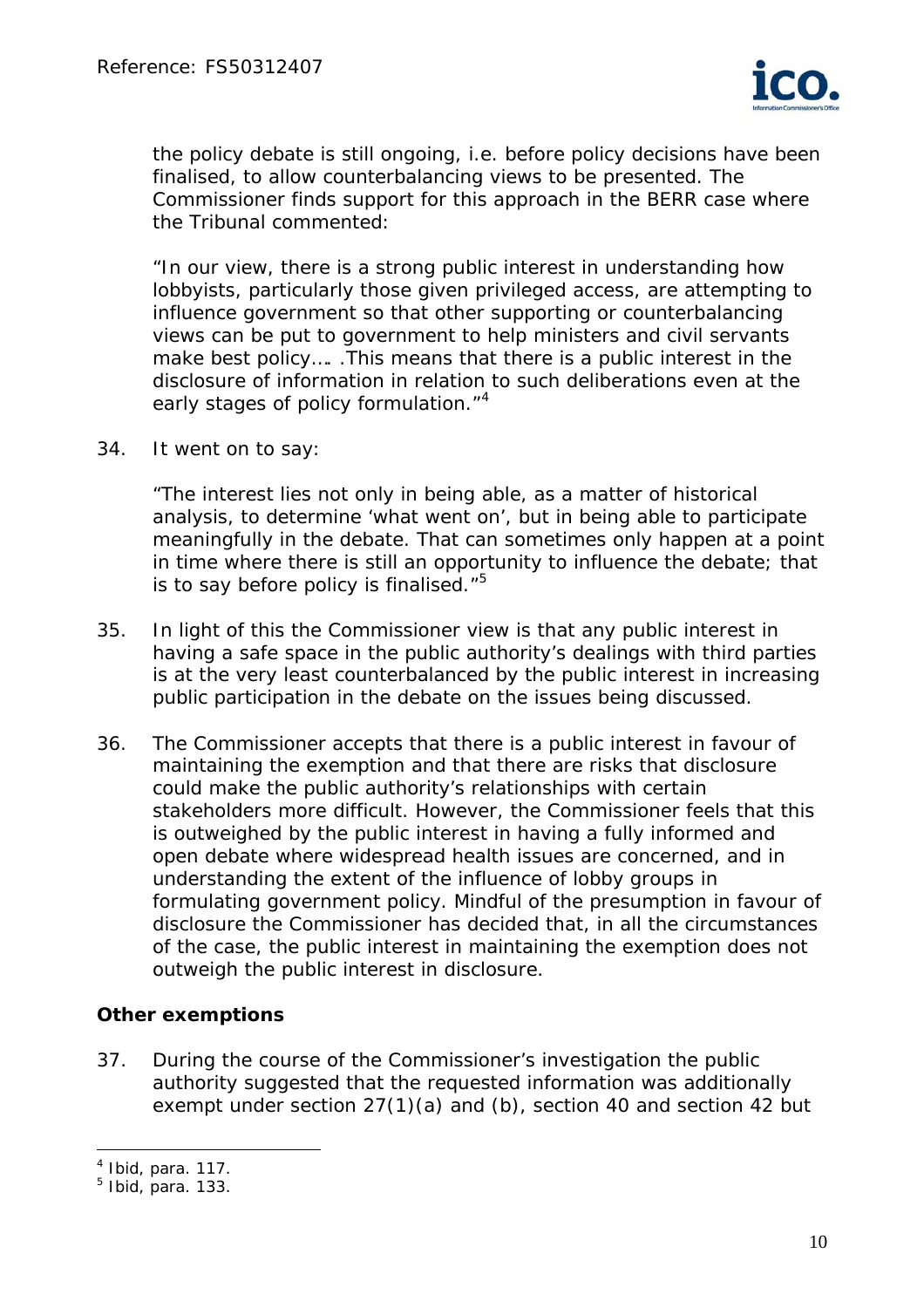the policy debate is still ongoing, i.e. before policy decisions have been finalised, to allow counterbalancing views to be presented. The Commissioner finds support for this approach in the BERR case where the Tribunal commented:

"In our view, there is a strong public interest in understanding how lobbyists, particularly those given privileged access, are attempting to influence government so that other supporting or counterbalancing views can be put to government to help ministers and civil servants make best policy…. .This means that there is a public interest in the disclosure of information in relation to such deliberations even at the early stages of policy formulation."[4]

34. It went on to say:

"The interest lies not only in being able, as a matter of historical analysis, to determine 'what went on', but in being able to participate meaningfully in the debate. That can sometimes only happen at a point in time where there is still an opportunity to influence the debate; that is to say before policy is finalised."[5]

35. In light of this the Commissioner view is that any public interest in having a safe space in the public authority's dealings with third parties is at the very least counterbalanced by the public interest in increasing public participation in the debate on the issues being discussed.

36. The Commissioner accepts that there is a public interest in favour of maintaining the exemption and that there are risks that disclosure could make the public authority's relationships with certain stakeholders more difficult. However, the Commissioner feels that this is outweighed by the public interest in having a fully informed and open debate where widespread health issues are concerned, and in understanding the extent of the influence of lobby groups in formulating government policy. Mindful of the presumption in favour of disclosure the Commissioner has decided that, in all the circumstances of the case, the public interest in maintaining the exemption does not outweigh the public interest in disclosure.

**Other exemptions**

37. During the course of the Commissioner's investigation the public authority suggested that the requested information was additionally exempt under section 27(1)(a) and (b), section 40 and section 42 but

---

[4] Ibid, para. 117.

[5] Ibid, para. 133.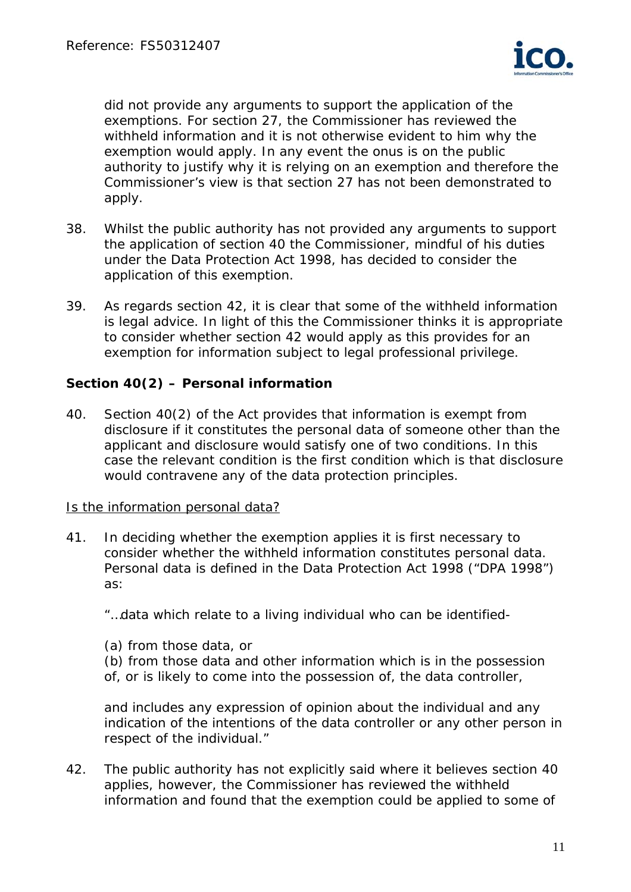did not provide any arguments to support the application of the exemptions. For section 27, the Commissioner has reviewed the withheld information and it is not otherwise evident to him why the exemption would apply. In any event the onus is on the public authority to justify why it is relying on an exemption and therefore the Commissioner's view is that section 27 has not been demonstrated to apply.

38. Whilst the public authority has not provided any arguments to support the application of section 40 the Commissioner, mindful of his duties under the Data Protection Act 1998, has decided to consider the application of this exemption.

39. As regards section 42, it is clear that some of the withheld information is legal advice. In light of this the Commissioner thinks it is appropriate to consider whether section 42 would apply as this provides for an exemption for information subject to legal professional privilege.

**Section 40(2) – Personal information**

40. Section 40(2) of the Act provides that information is exempt from disclosure if it constitutes the personal data of someone other than the applicant and disclosure would satisfy one of two conditions. In this case the relevant condition is the first condition which is that disclosure would contravene any of the data protection principles.

<u>Is the information personal data?</u>

41. In deciding whether the exemption applies it is first necessary to consider whether the withheld information constitutes personal data. Personal data is defined in the Data Protection Act 1998 ("DPA 1998") as:

 "…data which relate to a living individual who can be identified-

 (a) from those data, or
 (b) from those data and other information which is in the possession of, or is likely to come into the possession of, the data controller,

 and includes any expression of opinion about the individual and any indication of the intentions of the data controller or any other person in respect of the individual."

42. The public authority has not explicitly said where it believes section 40 applies, however, the Commissioner has reviewed the withheld information and found that the exemption could be applied to some of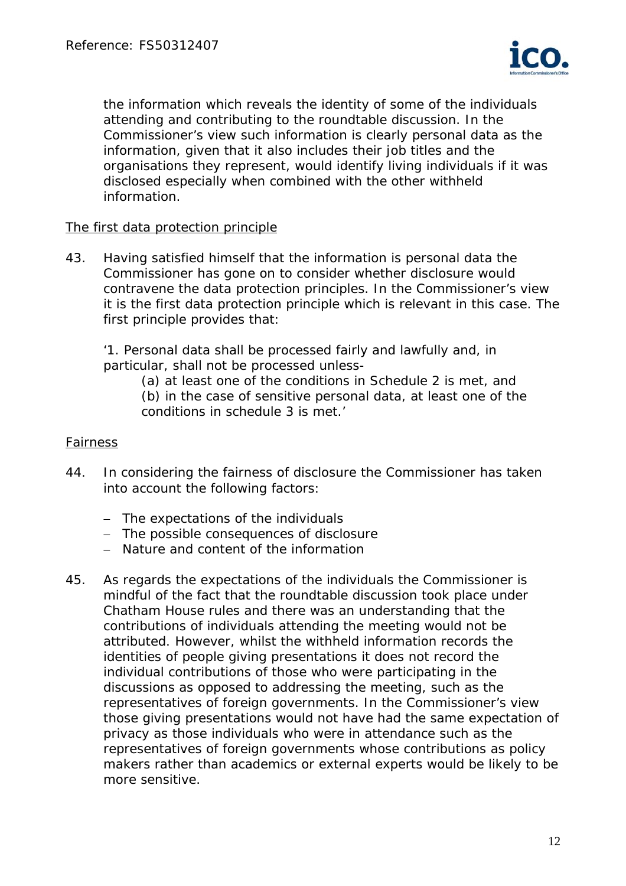the information which reveals the identity of some of the individuals attending and contributing to the roundtable discussion. In the Commissioner's view such information is clearly personal data as the information, given that it also includes their job titles and the organisations they represent, would identify living individuals if it was disclosed especially when combined with the other withheld information.

<u>The first data protection principle</u>

43. Having satisfied himself that the information is personal data the Commissioner has gone on to consider whether disclosure would contravene the data protection principles. In the Commissioner's view it is the first data protection principle which is relevant in this case. The first principle provides that:

 '1. Personal data shall be processed fairly and lawfully and, in particular, shall not be processed unless-

 (a) at least one of the conditions in Schedule 2 is met, and

 (b) in the case of sensitive personal data, at least one of the conditions in schedule 3 is met.'

<u>Fairness</u>

44. In considering the fairness of disclosure the Commissioner has taken into account the following factors:

 - The expectations of the individuals
 - The possible consequences of disclosure
 - Nature and content of the information

45. As regards the expectations of the individuals the Commissioner is mindful of the fact that the roundtable discussion took place under Chatham House rules and there was an understanding that the contributions of individuals attending the meeting would not be attributed. However, whilst the withheld information records the identities of people giving presentations it does not record the individual contributions of those who were participating in the discussions as opposed to addressing the meeting, such as the representatives of foreign governments. In the Commissioner's view those giving presentations would not have had the same expectation of privacy as those individuals who were in attendance such as the representatives of foreign governments whose contributions as policy makers rather than academics or external experts would be likely to be more sensitive.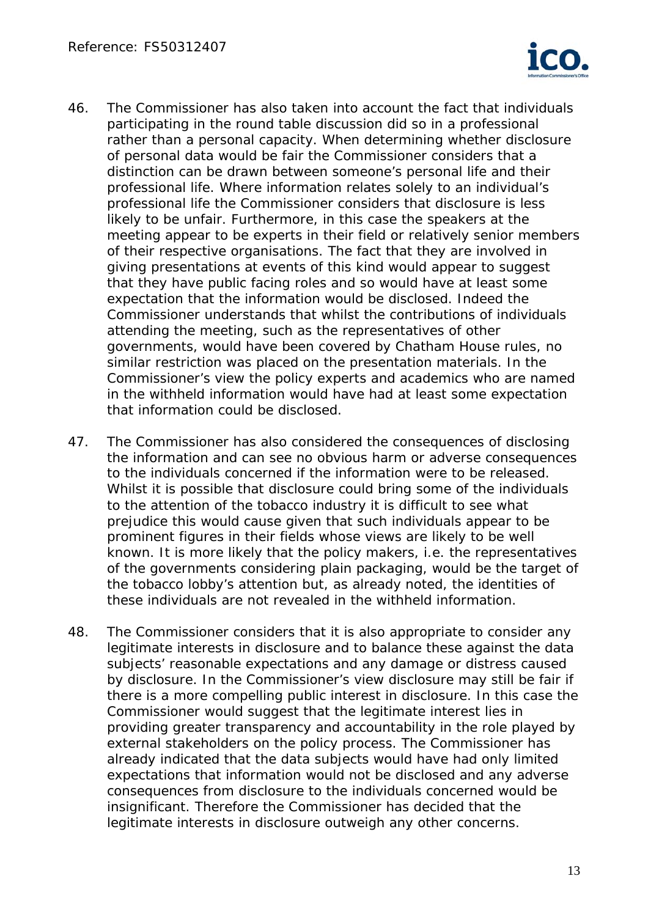46. The Commissioner has also taken into account the fact that individuals participating in the round table discussion did so in a professional rather than a personal capacity. When determining whether disclosure of personal data would be fair the Commissioner considers that a distinction can be drawn between someone's personal life and their professional life. Where information relates solely to an individual's professional life the Commissioner considers that disclosure is less likely to be unfair. Furthermore, in this case the speakers at the meeting appear to be experts in their field or relatively senior members of their respective organisations. The fact that they are involved in giving presentations at events of this kind would appear to suggest that they have public facing roles and so would have at least some expectation that the information would be disclosed. Indeed the Commissioner understands that whilst the contributions of individuals attending the meeting, such as the representatives of other governments, would have been covered by Chatham House rules, no similar restriction was placed on the presentation materials. In the Commissioner's view the policy experts and academics who are named in the withheld information would have had at least some expectation that information could be disclosed.

47. The Commissioner has also considered the consequences of disclosing the information and can see no obvious harm or adverse consequences to the individuals concerned if the information were to be released. Whilst it is possible that disclosure could bring some of the individuals to the attention of the tobacco industry it is difficult to see what prejudice this would cause given that such individuals appear to be prominent figures in their fields whose views are likely to be well known. It is more likely that the policy makers, i.e. the representatives of the governments considering plain packaging, would be the target of the tobacco lobby's attention but, as already noted, the identities of these individuals are not revealed in the withheld information.

48. The Commissioner considers that it is also appropriate to consider any legitimate interests in disclosure and to balance these against the data subjects' reasonable expectations and any damage or distress caused by disclosure. In the Commissioner's view disclosure may still be fair if there is a more compelling public interest in disclosure. In this case the Commissioner would suggest that the legitimate interest lies in providing greater transparency and accountability in the role played by external stakeholders on the policy process. The Commissioner has already indicated that the data subjects would have had only limited expectations that information would not be disclosed and any adverse consequences from disclosure to the individuals concerned would be insignificant. Therefore the Commissioner has decided that the legitimate interests in disclosure outweigh any other concerns.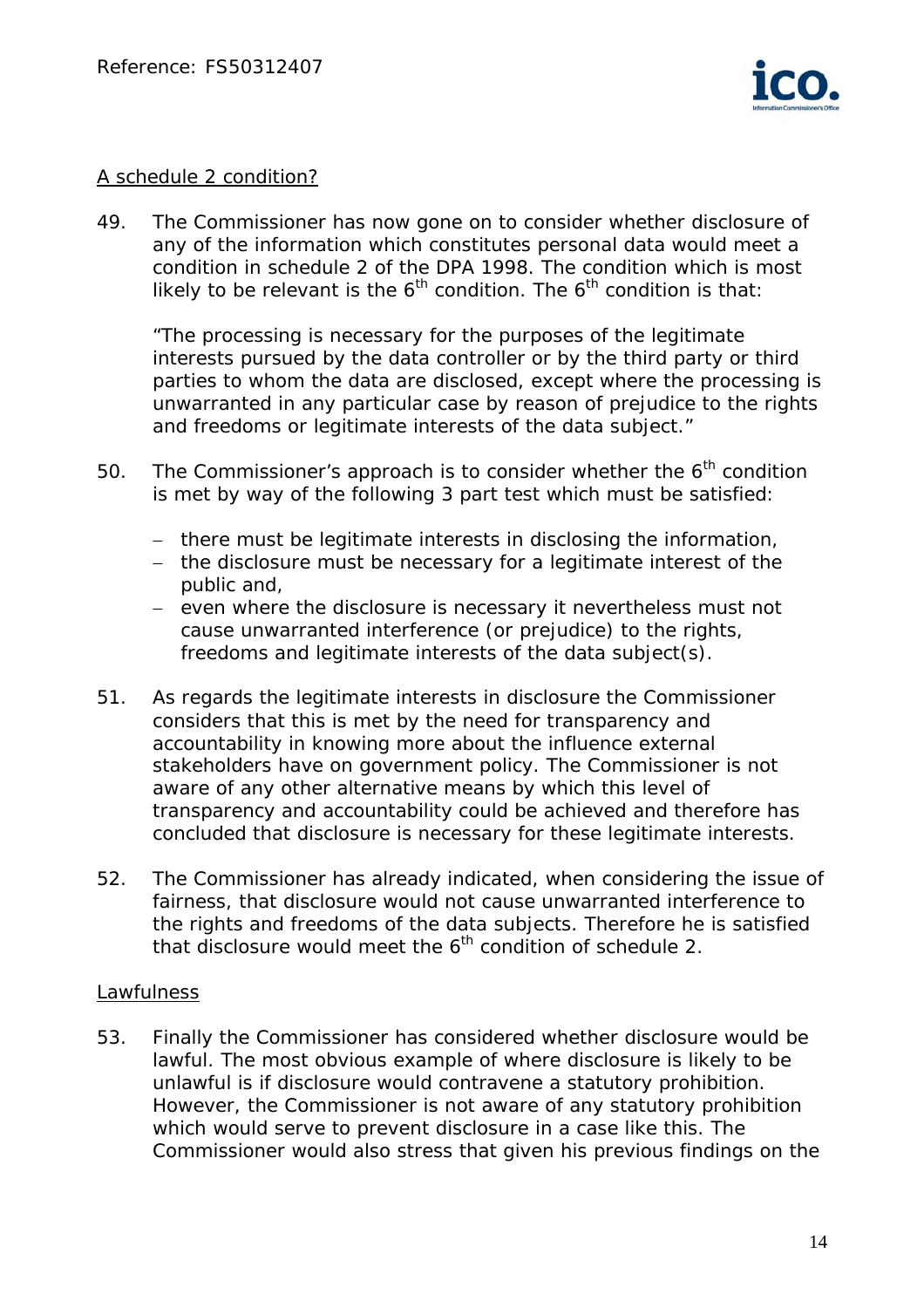A schedule 2 condition?

49. The Commissioner has now gone on to consider whether disclosure of any of the information which constitutes personal data would meet a condition in schedule 2 of the DPA 1998. The condition which is most likely to be relevant is the 6th condition. The 6th condition is that:

 "The processing is necessary for the purposes of the legitimate interests pursued by the data controller or by the third party or third parties to whom the data are disclosed, except where the processing is unwarranted in any particular case by reason of prejudice to the rights and freedoms or legitimate interests of the data subject."

50. The Commissioner's approach is to consider whether the 6th condition is met by way of the following 3 part test which must be satisfied:

 - there must be legitimate interests in disclosing the information,
 - the disclosure must be necessary for a legitimate interest of the public and,
 - even where the disclosure is necessary it nevertheless must not cause unwarranted interference (or prejudice) to the rights, freedoms and legitimate interests of the data subject(s).

51. As regards the legitimate interests in disclosure the Commissioner considers that this is met by the need for transparency and accountability in knowing more about the influence external stakeholders have on government policy. The Commissioner is not aware of any other alternative means by which this level of transparency and accountability could be achieved and therefore has concluded that disclosure is necessary for these legitimate interests.

52. The Commissioner has already indicated, when considering the issue of fairness, that disclosure would not cause unwarranted interference to the rights and freedoms of the data subjects. Therefore he is satisfied that disclosure would meet the 6th condition of schedule 2.

Lawfulness

53. Finally the Commissioner has considered whether disclosure would be lawful. The most obvious example of where disclosure is likely to be unlawful is if disclosure would contravene a statutory prohibition. However, the Commissioner is not aware of any statutory prohibition which would serve to prevent disclosure in a case like this. The Commissioner would also stress that given his previous findings on the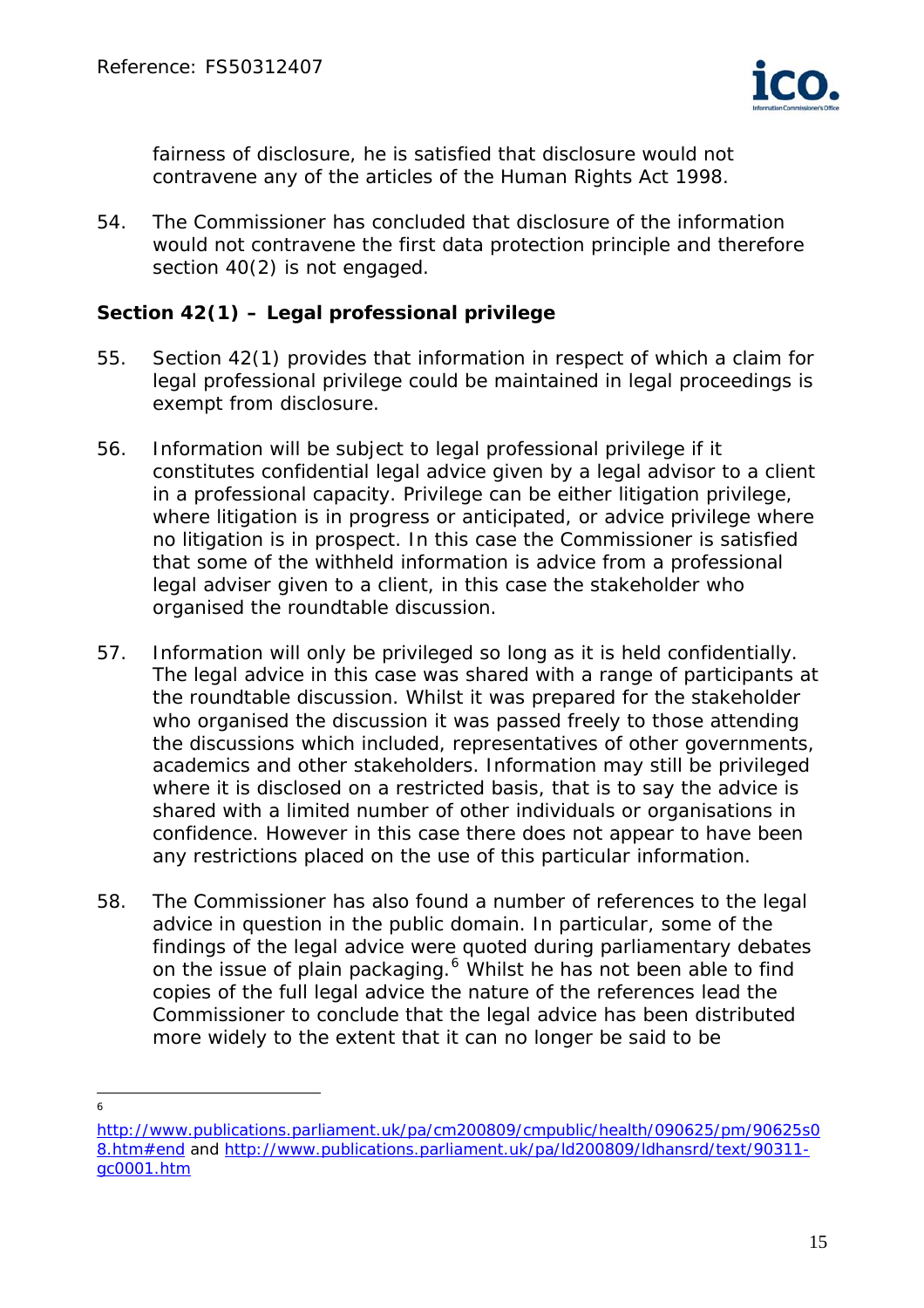fairness of disclosure, he is satisfied that disclosure would not contravene any of the articles of the Human Rights Act 1998.

54. The Commissioner has concluded that disclosure of the information would not contravene the first data protection principle and therefore section 40(2) is not engaged.

**Section 42(1) – Legal professional privilege**

55. Section 42(1) provides that information in respect of which a claim for legal professional privilege could be maintained in legal proceedings is exempt from disclosure.

56. Information will be subject to legal professional privilege if it constitutes confidential legal advice given by a legal advisor to a client in a professional capacity. Privilege can be either litigation privilege, where litigation is in progress or anticipated, or advice privilege where no litigation is in prospect. In this case the Commissioner is satisfied that some of the withheld information is advice from a professional legal adviser given to a client, in this case the stakeholder who organised the roundtable discussion.

57. Information will only be privileged so long as it is held confidentially. The legal advice in this case was shared with a range of participants at the roundtable discussion. Whilst it was prepared for the stakeholder who organised the discussion it was passed freely to those attending the discussions which included, representatives of other governments, academics and other stakeholders. Information may still be privileged where it is disclosed on a restricted basis, that is to say the advice is shared with a limited number of other individuals or organisations in confidence. However in this case there does not appear to have been any restrictions placed on the use of this particular information.

58. The Commissioner has also found a number of references to the legal advice in question in the public domain. In particular, some of the findings of the legal advice were quoted during parliamentary debates on the issue of plain packaging.[6] Whilst he has not been able to find copies of the full legal advice the nature of the references lead the Commissioner to conclude that the legal advice has been distributed more widely to the extent that it can no longer be said to be

---

[6] http://www.publications.parliament.uk/pa/cm200809/cmpublic/health/090625/pm/90625s08.htm#end and http://www.publications.parliament.uk/pa/ld200809/ldhansrd/text/90311-gc0001.htm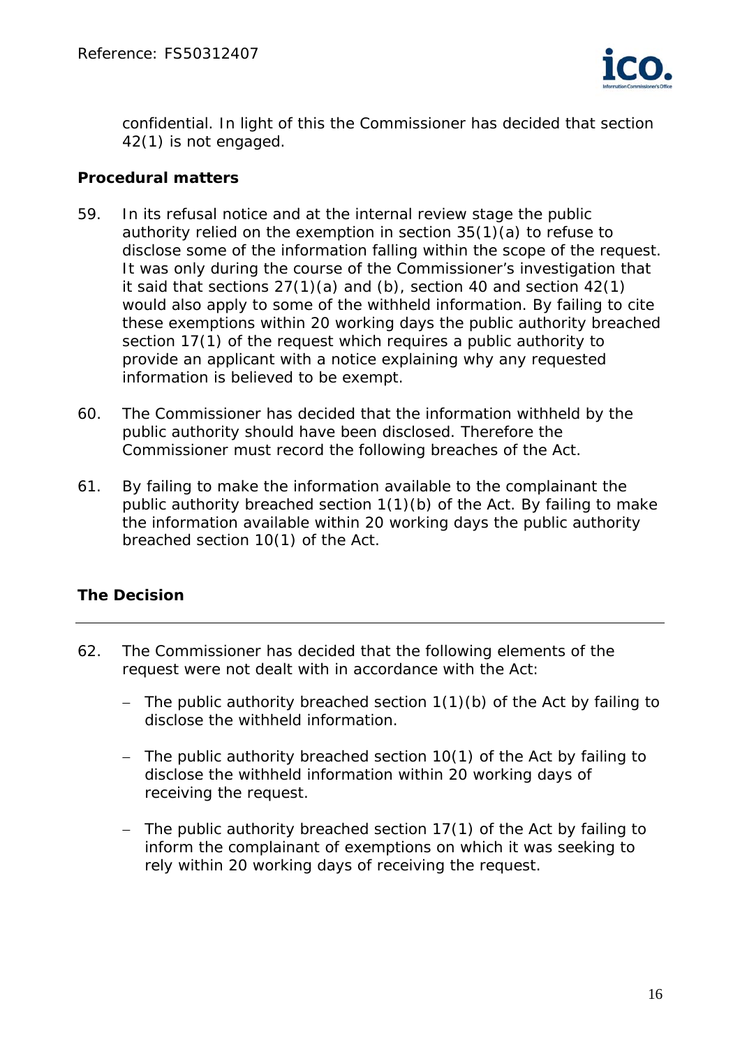confidential. In light of this the Commissioner has decided that section 42(1) is not engaged.

**Procedural matters**

59. In its refusal notice and at the internal review stage the public authority relied on the exemption in section 35(1)(a) to refuse to disclose some of the information falling within the scope of the request. It was only during the course of the Commissioner's investigation that it said that sections 27(1)(a) and (b), section 40 and section 42(1) would also apply to some of the withheld information. By failing to cite these exemptions within 20 working days the public authority breached section 17(1) of the request which requires a public authority to provide an applicant with a notice explaining why any requested information is believed to be exempt.

60. The Commissioner has decided that the information withheld by the public authority should have been disclosed. Therefore the Commissioner must record the following breaches of the Act.

61. By failing to make the information available to the complainant the public authority breached section 1(1)(b) of the Act. By failing to make the information available within 20 working days the public authority breached section 10(1) of the Act.

## The Decision

62. The Commissioner has decided that the following elements of the request were not dealt with in accordance with the Act:

   - The public authority breached section 1(1)(b) of the Act by failing to disclose the withheld information.

   - The public authority breached section 10(1) of the Act by failing to disclose the withheld information within 20 working days of receiving the request.

   - The public authority breached section 17(1) of the Act by failing to inform the complainant of exemptions on which it was seeking to rely within 20 working days of receiving the request.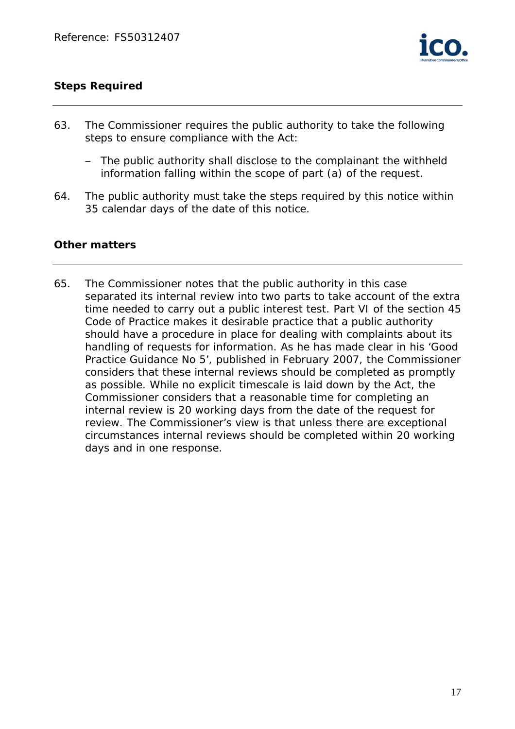## Steps Required

63. The Commissioner requires the public authority to take the following steps to ensure compliance with the Act:

    - The public authority shall disclose to the complainant the withheld information falling within the scope of part (a) of the request.

64. The public authority must take the steps required by this notice within 35 calendar days of the date of this notice.

## Other matters

65. The Commissioner notes that the public authority in this case separated its internal review into two parts to take account of the extra time needed to carry out a public interest test. Part VI of the section 45 Code of Practice makes it desirable practice that a public authority should have a procedure in place for dealing with complaints about its handling of requests for information. As he has made clear in his 'Good Practice Guidance No 5', published in February 2007, the Commissioner considers that these internal reviews should be completed as promptly as possible. While no explicit timescale is laid down by the Act, the Commissioner considers that a reasonable time for completing an internal review is 20 working days from the date of the request for review. The Commissioner's view is that unless there are exceptional circumstances internal reviews should be completed within 20 working days and in one response.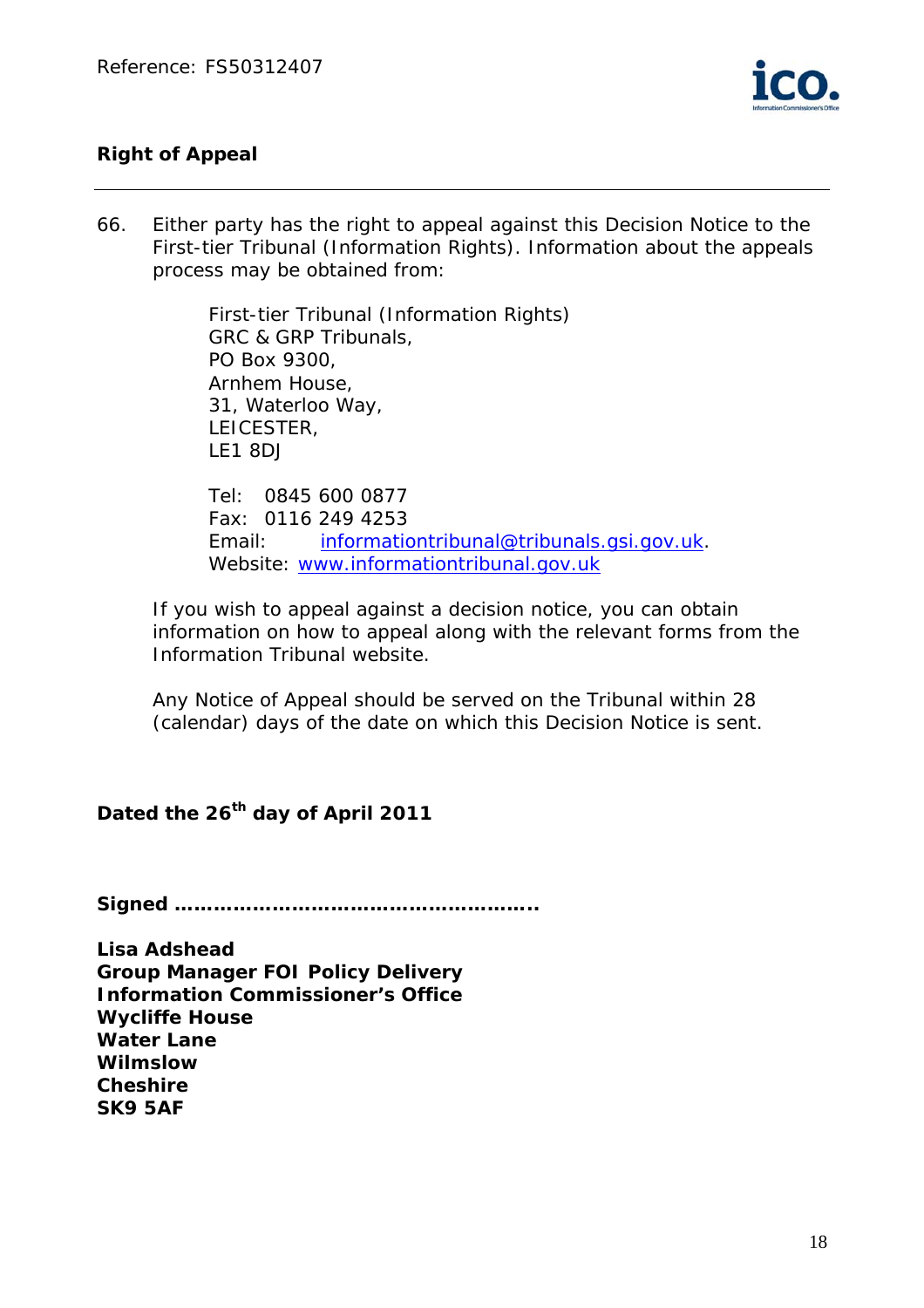## Right of Appeal

66. Either party has the right to appeal against this Decision Notice to the First-tier Tribunal (Information Rights). Information about the appeals process may be obtained from:

    First-tier Tribunal (Information Rights)  
    GRC & GRP Tribunals,  
    PO Box 9300,  
    Arnhem House,  
    31, Waterloo Way,  
    LEICESTER,  
    LE1 8DJ

    Tel: 0845 600 0877  
    Fax: 0116 249 4253  
    Email: informationtribunal@tribunals.gsi.gov.uk.  
    Website: www.informationtribunal.gov.uk

    If you wish to appeal against a decision notice, you can obtain information on how to appeal along with the relevant forms from the Information Tribunal website.

    Any Notice of Appeal should be served on the Tribunal within 28 (calendar) days of the date on which this Decision Notice is sent.

**Dated the 26th day of April 2011**

**Signed ……………………………………………….**

**Lisa Adshead**  
**Group Manager FOI Policy Delivery**  
**Information Commissioner's Office**  
**Wycliffe House**  
**Water Lane**  
**Wilmslow**  
**Cheshire**  
**SK9 5AF**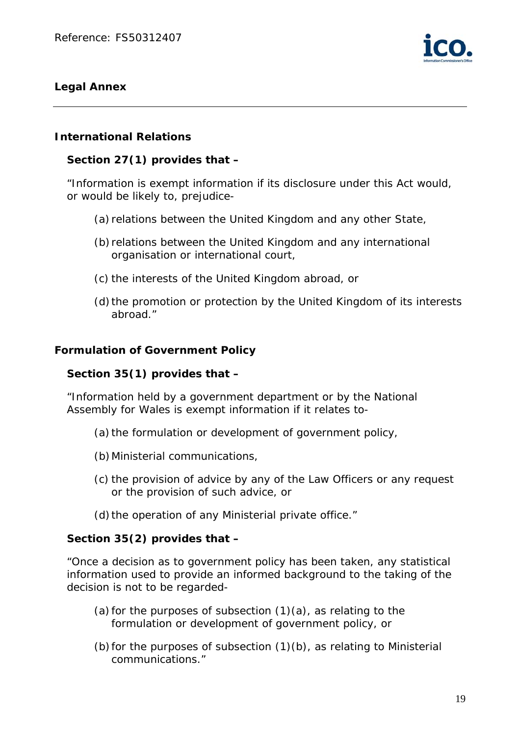## Legal Annex

### International Relations

**Section 27(1) provides that –**

"Information is exempt information if its disclosure under this Act would, or would be likely to, prejudice-

(a) relations between the United Kingdom and any other State,

(b) relations between the United Kingdom and any international organisation or international court,

(c) the interests of the United Kingdom abroad, or

(d) the promotion or protection by the United Kingdom of its interests abroad."

### Formulation of Government Policy

**Section 35(1) provides that –**

"Information held by a government department or by the National Assembly for Wales is exempt information if it relates to-

(a) the formulation or development of government policy,

(b) Ministerial communications,

(c) the provision of advice by any of the Law Officers or any request or the provision of such advice, or

(d) the operation of any Ministerial private office."

**Section 35(2) provides that –**

"Once a decision as to government policy has been taken, any statistical information used to provide an informed background to the taking of the decision is not to be regarded-

(a) for the purposes of subsection (1)(a), as relating to the formulation or development of government policy, or

(b) for the purposes of subsection (1)(b), as relating to Ministerial communications."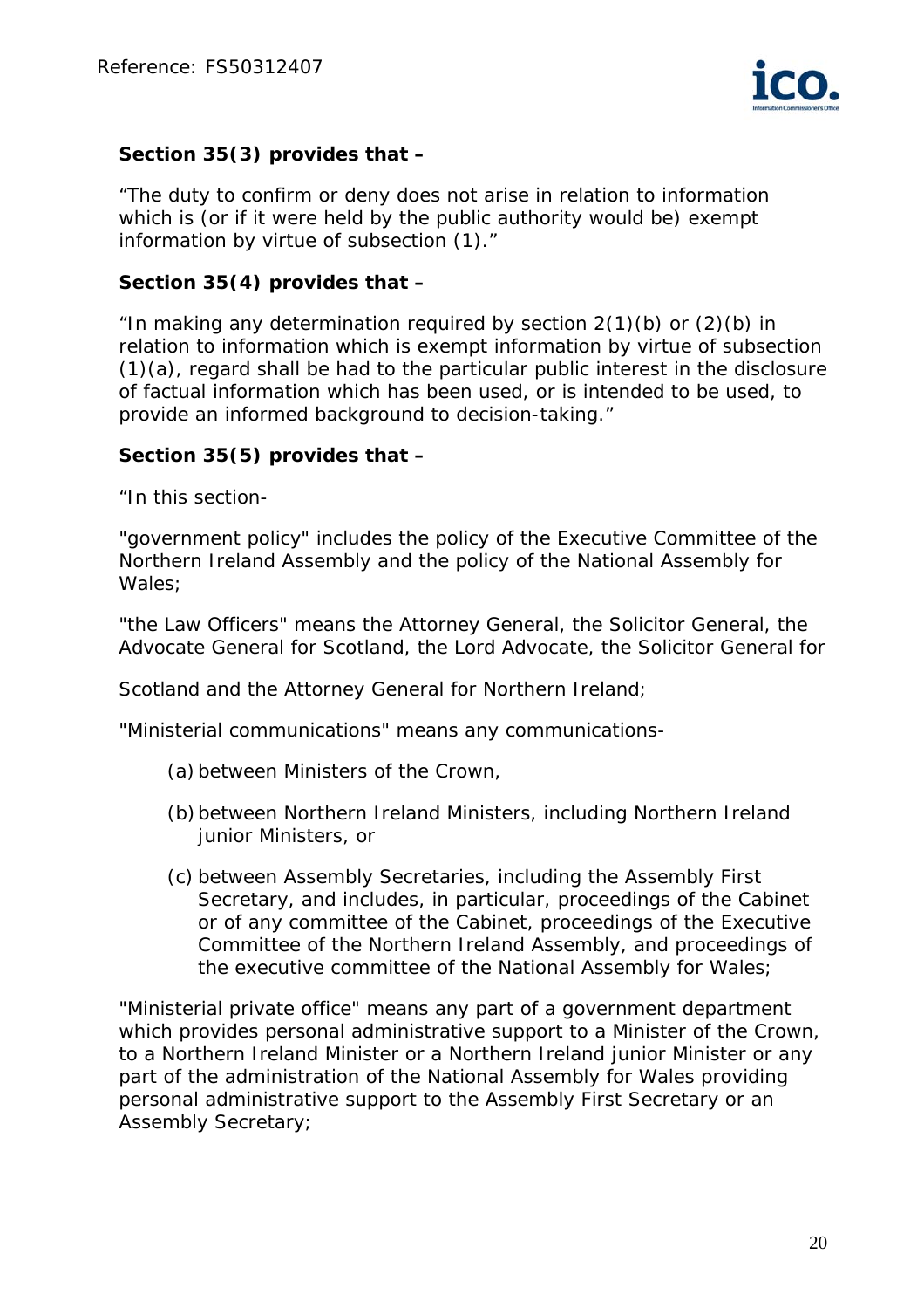**Section 35(3) provides that –**

"The duty to confirm or deny does not arise in relation to information which is (or if it were held by the public authority would be) exempt information by virtue of subsection (1)."

**Section 35(4) provides that –**

"In making any determination required by section 2(1)(b) or (2)(b) in relation to information which is exempt information by virtue of subsection (1)(a), regard shall be had to the particular public interest in the disclosure of factual information which has been used, or is intended to be used, to provide an informed background to decision-taking."

**Section 35(5) provides that –**

"In this section-

"government policy" includes the policy of the Executive Committee of the Northern Ireland Assembly and the policy of the National Assembly for Wales;

"the Law Officers" means the Attorney General, the Solicitor General, the Advocate General for Scotland, the Lord Advocate, the Solicitor General for Scotland and the Attorney General for Northern Ireland;

"Ministerial communications" means any communications-

(a) between Ministers of the Crown,

(b) between Northern Ireland Ministers, including Northern Ireland junior Ministers, or

(c) between Assembly Secretaries, including the Assembly First Secretary, and includes, in particular, proceedings of the Cabinet or of any committee of the Cabinet, proceedings of the Executive Committee of the Northern Ireland Assembly, and proceedings of the executive committee of the National Assembly for Wales;

"Ministerial private office" means any part of a government department which provides personal administrative support to a Minister of the Crown, to a Northern Ireland Minister or a Northern Ireland junior Minister or any part of the administration of the National Assembly for Wales providing personal administrative support to the Assembly First Secretary or an Assembly Secretary;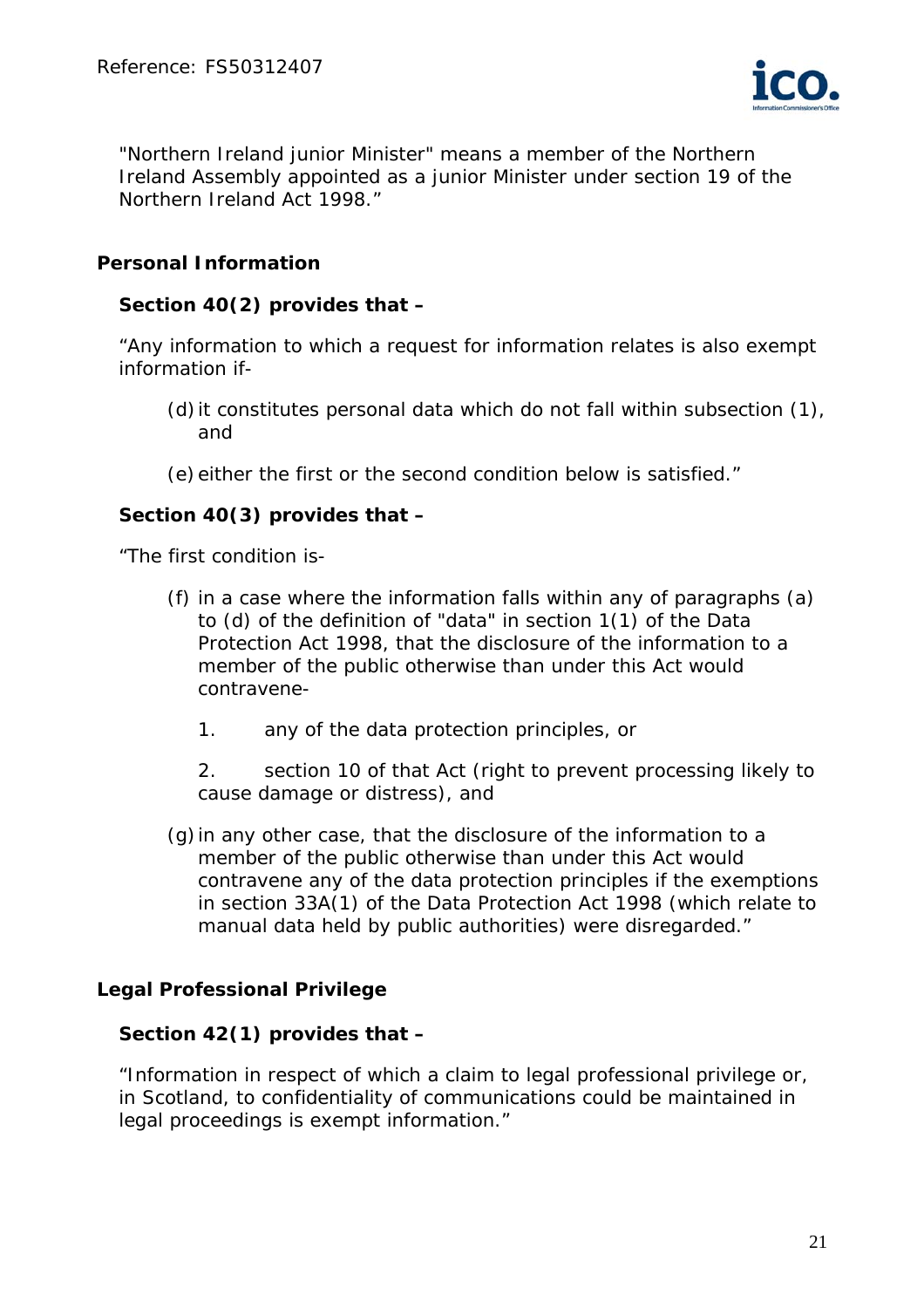"Northern Ireland junior Minister" means a member of the Northern Ireland Assembly appointed as a junior Minister under section 19 of the Northern Ireland Act 1998."

**Personal Information**

**Section 40(2) provides that –**

"Any information to which a request for information relates is also exempt information if-

(d) it constitutes personal data which do not fall within subsection (1), and

(e) either the first or the second condition below is satisfied."

**Section 40(3) provides that –**

"The first condition is-

(f) in a case where the information falls within any of paragraphs (a) to (d) of the definition of "data" in section 1(1) of the Data Protection Act 1998, that the disclosure of the information to a member of the public otherwise than under this Act would contravene-

1. any of the data protection principles, or

2. section 10 of that Act (right to prevent processing likely to cause damage or distress), and

(g) in any other case, that the disclosure of the information to a member of the public otherwise than under this Act would contravene any of the data protection principles if the exemptions in section 33A(1) of the Data Protection Act 1998 (which relate to manual data held by public authorities) were disregarded."

**Legal Professional Privilege**

**Section 42(1) provides that –**

"Information in respect of which a claim to legal professional privilege or, in Scotland, to confidentiality of communications could be maintained in legal proceedings is exempt information."